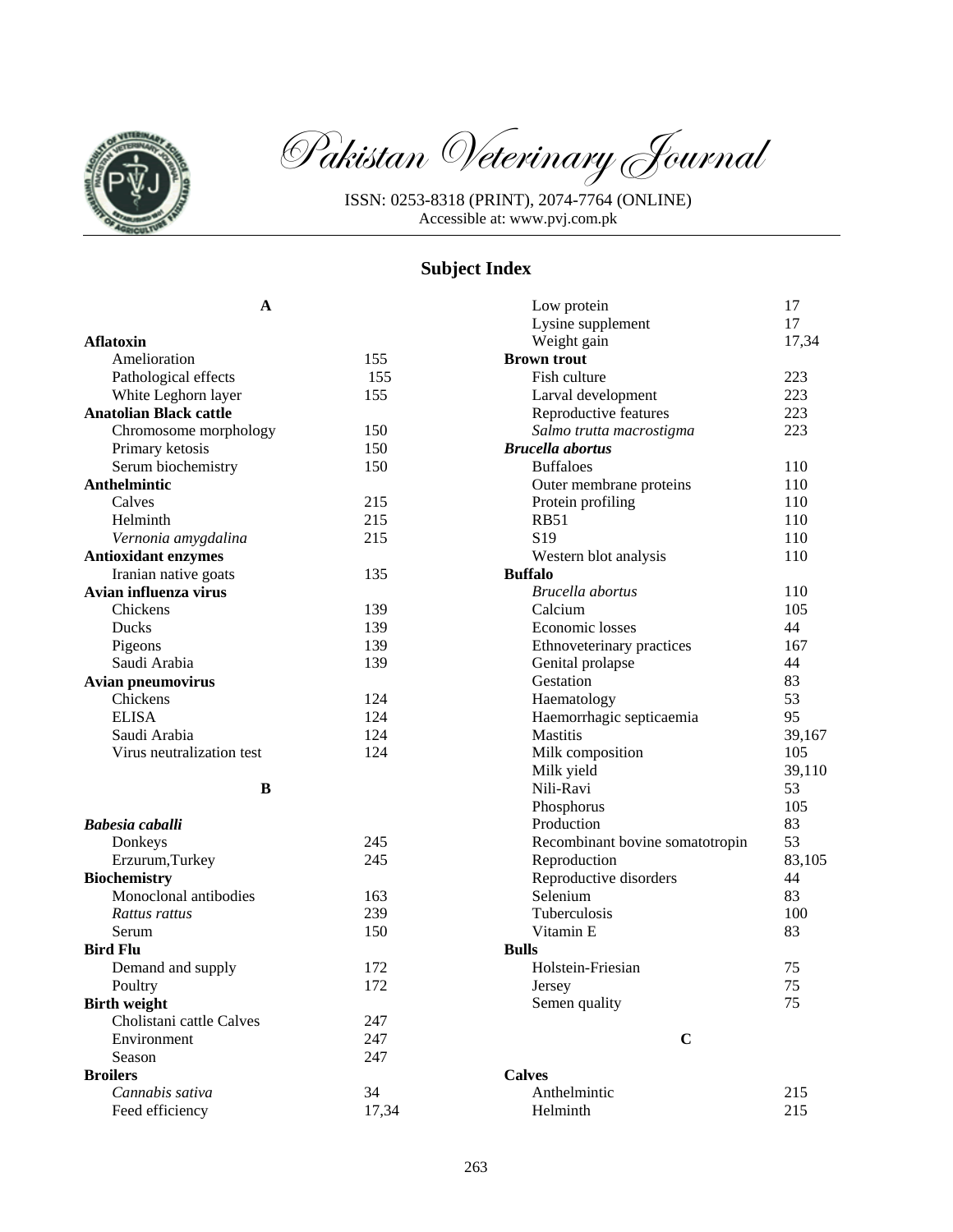# Pakistan Veterinary Journal

ISSN: 0253-8318 (PRINT), 2074-7764 (ONLINE)
Accessible at: www.pvj.com.pk

## Subject Index

### A

**Aflatoxin**
- Amelioration 155
- Pathological effects 155
- White Leghorn layer 155

**Anatolian Black cattle**
- Chromosome morphology 150
- Primary ketosis 150
- Serum biochemistry 150

**Anthelmintic**
- Calves 215
- Helminth 215
- *Vernonia amygdalina* 215

**Antioxidant enzymes**
- Iranian native goats 135

**Avian influenza virus**
- Chickens 139
- Ducks 139
- Pigeons 139
- Saudi Arabia 139

**Avian pneumovirus**
- Chickens 124
- ELISA 124
- Saudi Arabia 124
- Virus neutralization test 124

### B

***Babesia caballi***
- Donkeys 245
- Erzurum,Turkey 245

**Biochemistry**
- Monoclonal antibodies 163
- *Rattus rattus* 239
- Serum 150

**Bird Flu**
- Demand and supply 172
- Poultry 172

**Birth weight**
- Cholistani cattle Calves 247
- Environment 247
- Season 247

**Broilers**
- *Cannabis sativa* 34
- Feed efficiency 17,34
- Low protein 17
- Lysine supplement 17
- Weight gain 17,34

**Brown trout**
- Fish culture 223
- Larval development 223
- Reproductive features 223
- *Salmo trutta macrostigma* 223

***Brucella abortus***
- Buffaloes 110
- Outer membrane proteins 110
- Protein profiling 110
- RB51 110
- S19 110
- Western blot analysis 110

**Buffalo**
- *Brucella abortus* 110
- Calcium 105
- Economic losses 44
- Ethnoveterinary practices 167
- Genital prolapse 44
- Gestation 83
- Haematology 53
- Haemorrhagic septicaemia 95
- Mastitis 39,167
- Milk composition 105
- Milk yield 39,110
- Nili-Ravi 53
- Phosphorus 105
- Production 83
- Recombinant bovine somatotropin 53
- Reproduction 83,105
- Reproductive disorders 44
- Selenium 83
- Tuberculosis 100
- Vitamin E 83

**Bulls**
- Holstein-Friesian 75
- Jersey 75
- Semen quality 75

### C

**Calves**
- Anthelmintic 215
- Helminth 215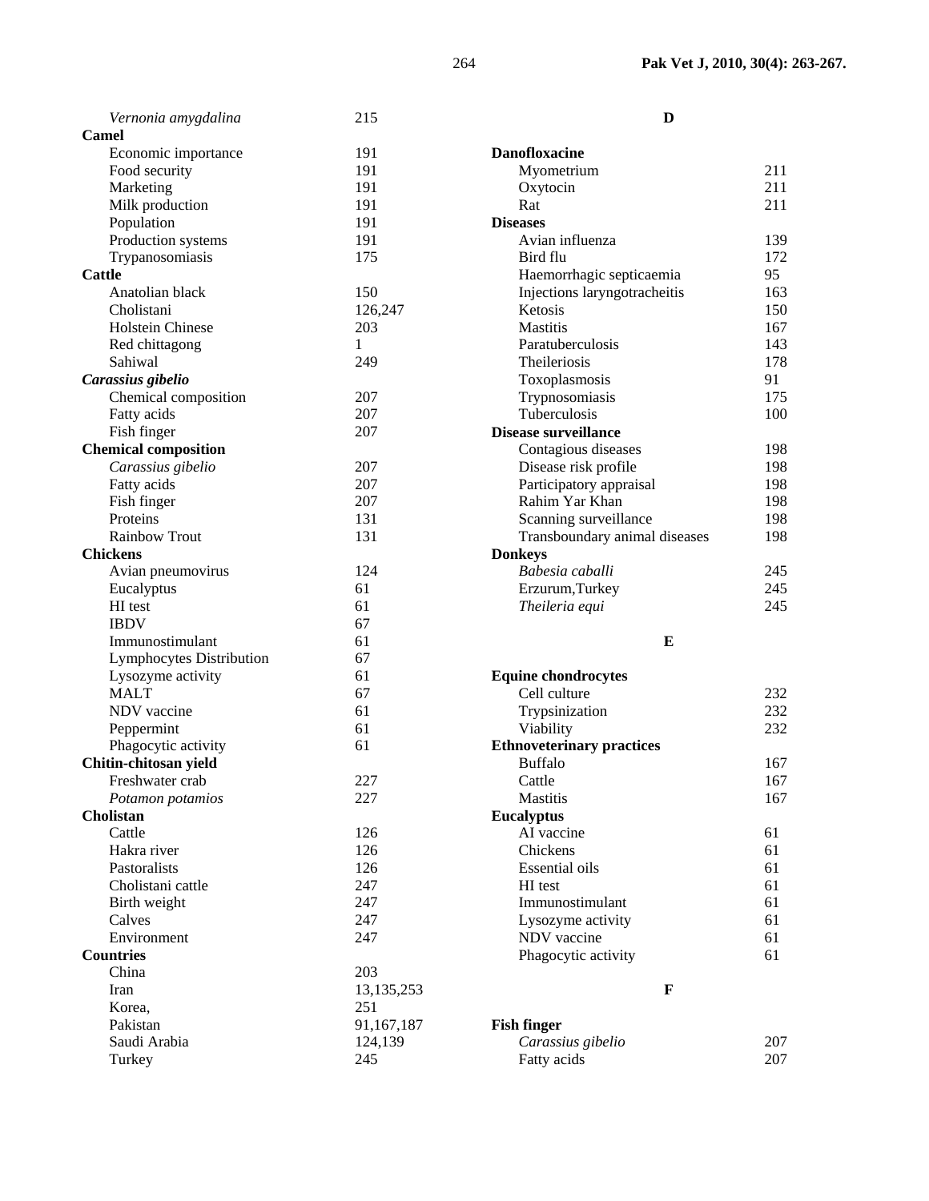*Vernonia amygdalina* 215

**Camel**

- Economic importance 191
- Food security 191
- Marketing 191
- Milk production 191
- Population 191
- Production systems 191
- Trypanosomiasis 175

**Cattle**

- Anatolian black 150
- Cholistani 126,247
- Holstein Chinese 203
- Red chittagong 1
- Sahiwal 249

***Carassius gibelio***

- Chemical composition 207
- Fatty acids 207
- Fish finger 207

**Chemical composition**

- *Carassius gibelio* 207
- Fatty acids 207
- Fish finger 207
- Proteins 131
- Rainbow Trout 131

**Chickens**

- Avian pneumovirus 124
- Eucalyptus 61
- HI test 61
- IBDV 67
- Immunostimulant 61
- Lymphocytes Distribution 67
- Lysozyme activity 61
- MALT 67
- NDV vaccine 61
- Peppermint 61
- Phagocytic activity 61

**Chitin-chitosan yield**

- Freshwater crab 227
- *Potamon potamios* 227

**Cholistan**

- Cattle 126
- Hakra river 126
- Pastoralists 126
- Cholistani cattle 247
- Birth weight 247
- Calves 247
- Environment 247

**Countries**

- China 203
- Iran 13,135,253
- Korea, 251
- Pakistan 91,167,187
- Saudi Arabia 124,139
- Turkey 245

## D

**Danofloxacine**

- Myometrium 211
- Oxytocin 211
- Rat 211

**Diseases**

- Avian influenza 139
- Bird flu 172
- Haemorrhagic septicaemia 95
- Injections laryngotracheitis 163
- Ketosis 150
- Mastitis 167
- Paratuberculosis 143
- Theileriosis 178
- Toxoplasmosis 91
- Trypnosomiasis 175
- Tuberculosis 100

**Disease surveillance**

- Contagious diseases 198
- Disease risk profile 198
- Participatory appraisal 198
- Rahim Yar Khan 198
- Scanning surveillance 198
- Transboundary animal diseases 198

**Donkeys**

- *Babesia caballi* 245
- Erzurum,Turkey 245
- *Theileria equi* 245

## E

**Equine chondrocytes**

- Cell culture 232
- Trypsinization 232
- Viability 232

**Ethnoveterinary practices**

- Buffalo 167
- Cattle 167
- Mastitis 167

**Eucalyptus**

- AI vaccine 61
- Chickens 61
- Essential oils 61
- HI test 61
- Immunostimulant 61
- Lysozyme activity 61
- NDV vaccine 61
- Phagocytic activity 61

## F

**Fish finger**

- *Carassius gibelio* 207
- Fatty acids 207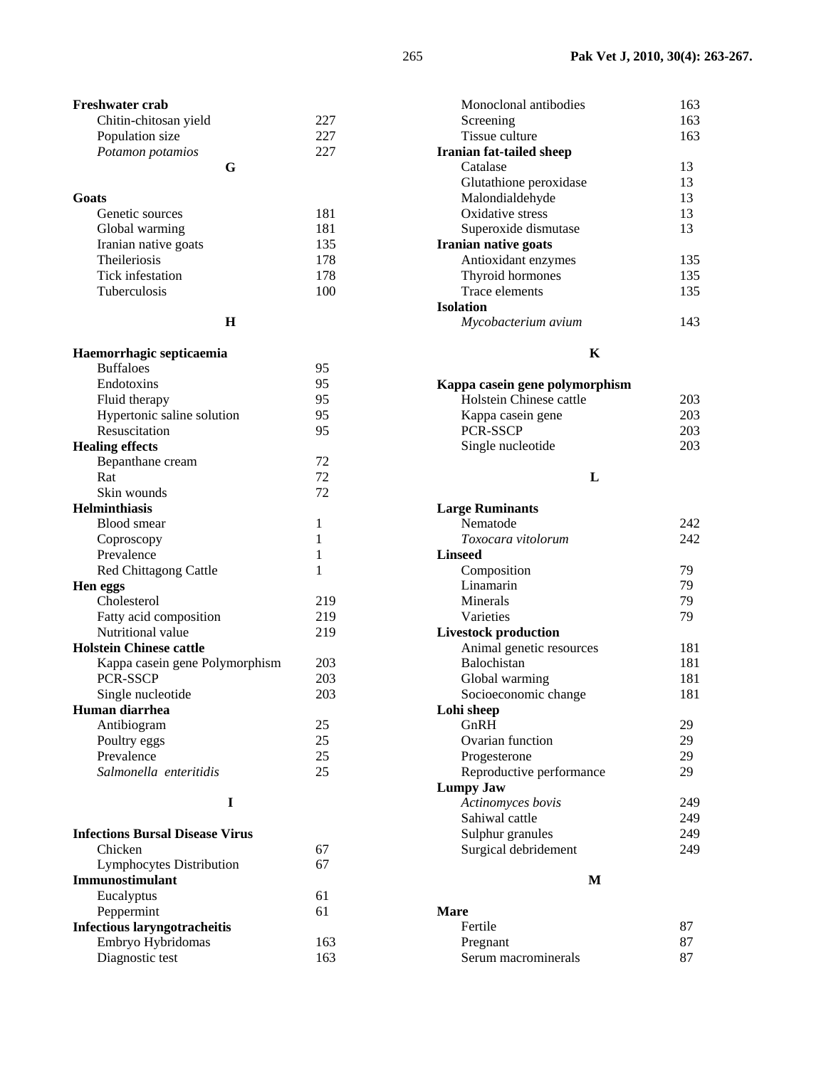**Freshwater crab**

- Chitin-chitosan yield 227
- Population size 227
- *Potamon potamios* 227

**G**

**Goats**

- Genetic sources 181
- Global warming 181
- Iranian native goats 135
- Theileriosis 178
- Tick infestation 178
- Tuberculosis 100

**H**

**Haemorrhagic septicaemia**

- Buffaloes 95
- Endotoxins 95
- Fluid therapy 95
- Hypertonic saline solution 95
- Resuscitation 95

**Healing effects**

- Bepanthane cream 72
- Rat 72
- Skin wounds 72

**Helminthiasis**

- Blood smear 1
- Coproscopy 1
- Prevalence 1
- Red Chittagong Cattle 1

**Hen eggs**

- Cholesterol 219
- Fatty acid composition 219
- Nutritional value 219

**Holstein Chinese cattle**

- Kappa casein gene Polymorphism 203
- PCR-SSCP 203
- Single nucleotide 203

**Human diarrhea**

- Antibiogram 25
- Poultry eggs 25
- Prevalence 25
- *Salmonella enteritidis* 25

**I**

**Infections Bursal Disease Virus**

- Chicken 67
- Lymphocytes Distribution 67

**Immunostimulant**

- Eucalyptus 61
- Peppermint 61

**Infectious laryngotracheitis**

- Embryo Hybridomas 163
- Diagnostic test 163
- Monoclonal antibodies 163
- Screening 163
- Tissue culture 163

**Iranian fat-tailed sheep**

- Catalase 13
- Glutathione peroxidase 13
- Malondialdehyde 13
- Oxidative stress 13
- Superoxide dismutase 13

**Iranian native goats**

- Antioxidant enzymes 135
- Thyroid hormones 135
- Trace elements 135

**Isolation**

- *Mycobacterium avium* 143

**K**

**Kappa casein gene polymorphism**

- Holstein Chinese cattle 203
- Kappa casein gene 203
- PCR-SSCP 203
- Single nucleotide 203

**L**

**Large Ruminants**

- Nematode 242
- *Toxocara vitolorum* 242

**Linseed**

- Composition 79
- Linamarin 79
- Minerals 79
- Varieties 79

**Livestock production**

- Animal genetic resources 181
- Balochistan 181
- Global warming 181
- Socioeconomic change 181

**Lohi sheep**

- GnRH 29
- Ovarian function 29
- Progesterone 29
- Reproductive performance 29

**Lumpy Jaw**

- *Actinomyces bovis* 249
- Sahiwal cattle 249
- Sulphur granules 249
- Surgical debridement 249

**M**

**Mare**

- Fertile 87
- Pregnant 87
- Serum macrominerals 87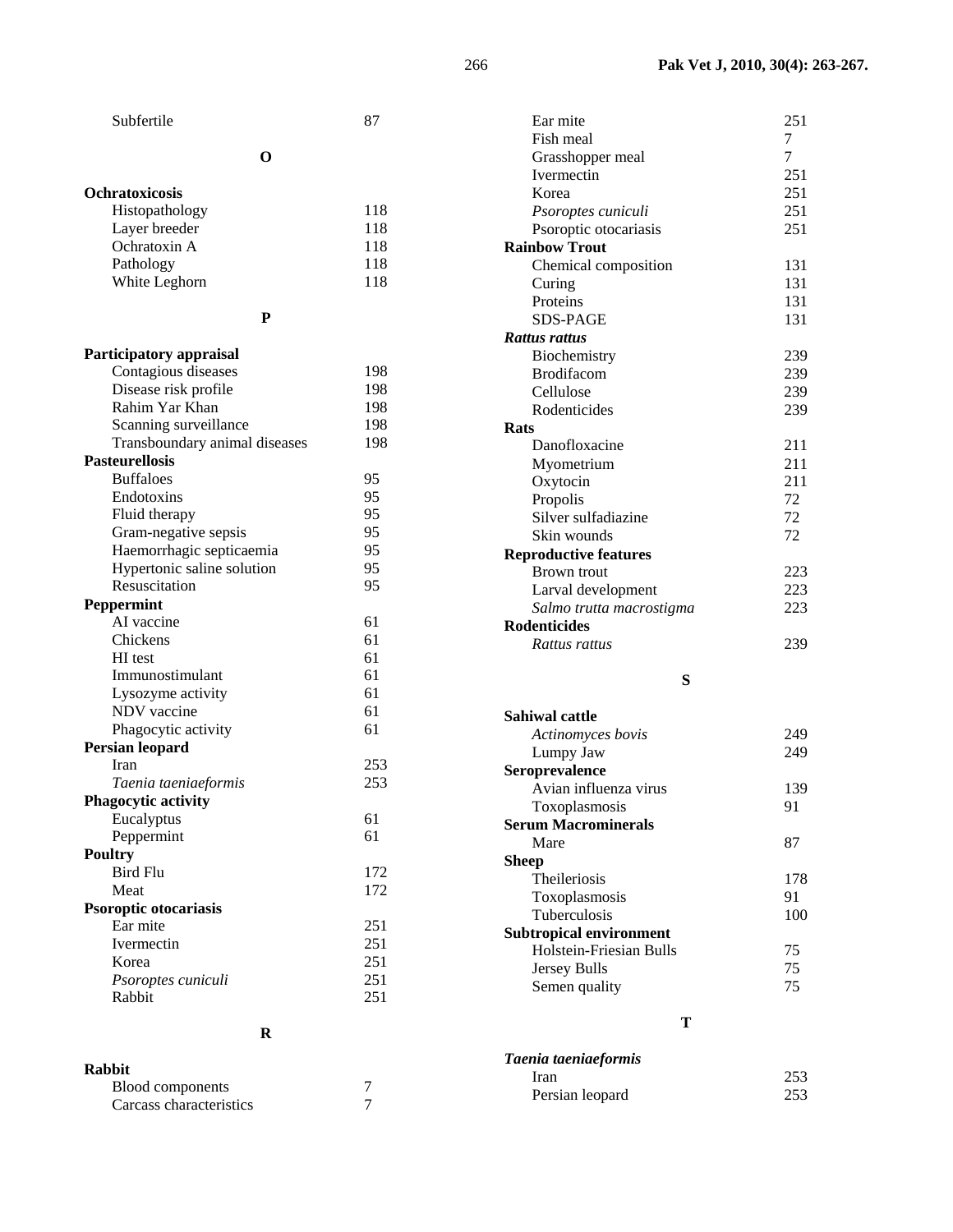| | |
|---|---|
| Subfertile | 87 |

**O**

| | |
|---|---|
| **Ochratoxicosis** | |
| Histopathology | 118 |
| Layer breeder | 118 |
| Ochratoxin A | 118 |
| Pathology | 118 |
| White Leghorn | 118 |

**P**

| | |
|---|---|
| **Participatory appraisal** | |
| Contagious diseases | 198 |
| Disease risk profile | 198 |
| Rahim Yar Khan | 198 |
| Scanning surveillance | 198 |
| Transboundary animal diseases | 198 |
| **Pasteurellosis** | |
| Buffaloes | 95 |
| Endotoxins | 95 |
| Fluid therapy | 95 |
| Gram-negative sepsis | 95 |
| Haemorrhagic septicaemia | 95 |
| Hypertonic saline solution | 95 |
| Resuscitation | 95 |
| **Peppermint** | |
| AI vaccine | 61 |
| Chickens | 61 |
| HI test | 61 |
| Immunostimulant | 61 |
| Lysozyme activity | 61 |
| NDV vaccine | 61 |
| Phagocytic activity | 61 |
| **Persian leopard** | |
| Iran | 253 |
| *Taenia taeniaeformis* | 253 |
| **Phagocytic activity** | |
| Eucalyptus | 61 |
| Peppermint | 61 |
| **Poultry** | |
| Bird Flu | 172 |
| Meat | 172 |
| **Psoroptic otocariasis** | |
| Ear mite | 251 |
| Ivermectin | 251 |
| Korea | 251 |
| *Psoroptes cuniculi* | 251 |
| Rabbit | 251 |

**R**

| | |
|---|---|
| **Rabbit** | |
| Blood components | 7 |
| Carcass characteristics | 7 |
| Ear mite | 251 |
| Fish meal | 7 |
| Grasshopper meal | 7 |
| Ivermectin | 251 |
| Korea | 251 |
| *Psoroptes cuniculi* | 251 |
| Psoroptic otocariasis | 251 |
| **Rainbow Trout** | |
| Chemical composition | 131 |
| Curing | 131 |
| Proteins | 131 |
| SDS-PAGE | 131 |
| ***Rattus rattus*** | |
| Biochemistry | 239 |
| Brodifacom | 239 |
| Cellulose | 239 |
| Rodenticides | 239 |
| **Rats** | |
| Danofloxacine | 211 |
| Myometrium | 211 |
| Oxytocin | 211 |
| Propolis | 72 |
| Silver sulfadiazine | 72 |
| Skin wounds | 72 |
| **Reproductive features** | |
| Brown trout | 223 |
| Larval development | 223 |
| *Salmo trutta macrostigma* | 223 |
| **Rodenticides** | |
| *Rattus rattus* | 239 |

**S**

| | |
|---|---|
| **Sahiwal cattle** | |
| *Actinomyces bovis* | 249 |
| Lumpy Jaw | 249 |
| **Seroprevalence** | |
| Avian influenza virus | 139 |
| Toxoplasmosis | 91 |
| **Serum Macrominerals** | |
| Mare | 87 |
| **Sheep** | |
| Theileriosis | 178 |
| Toxoplasmosis | 91 |
| Tuberculosis | 100 |
| **Subtropical environment** | |
| Holstein-Friesian Bulls | 75 |
| Jersey Bulls | 75 |
| Semen quality | 75 |

**T**

| | |
|---|---|
| ***Taenia taeniaeformis*** | |
| Iran | 253 |
| Persian leopard | 253 |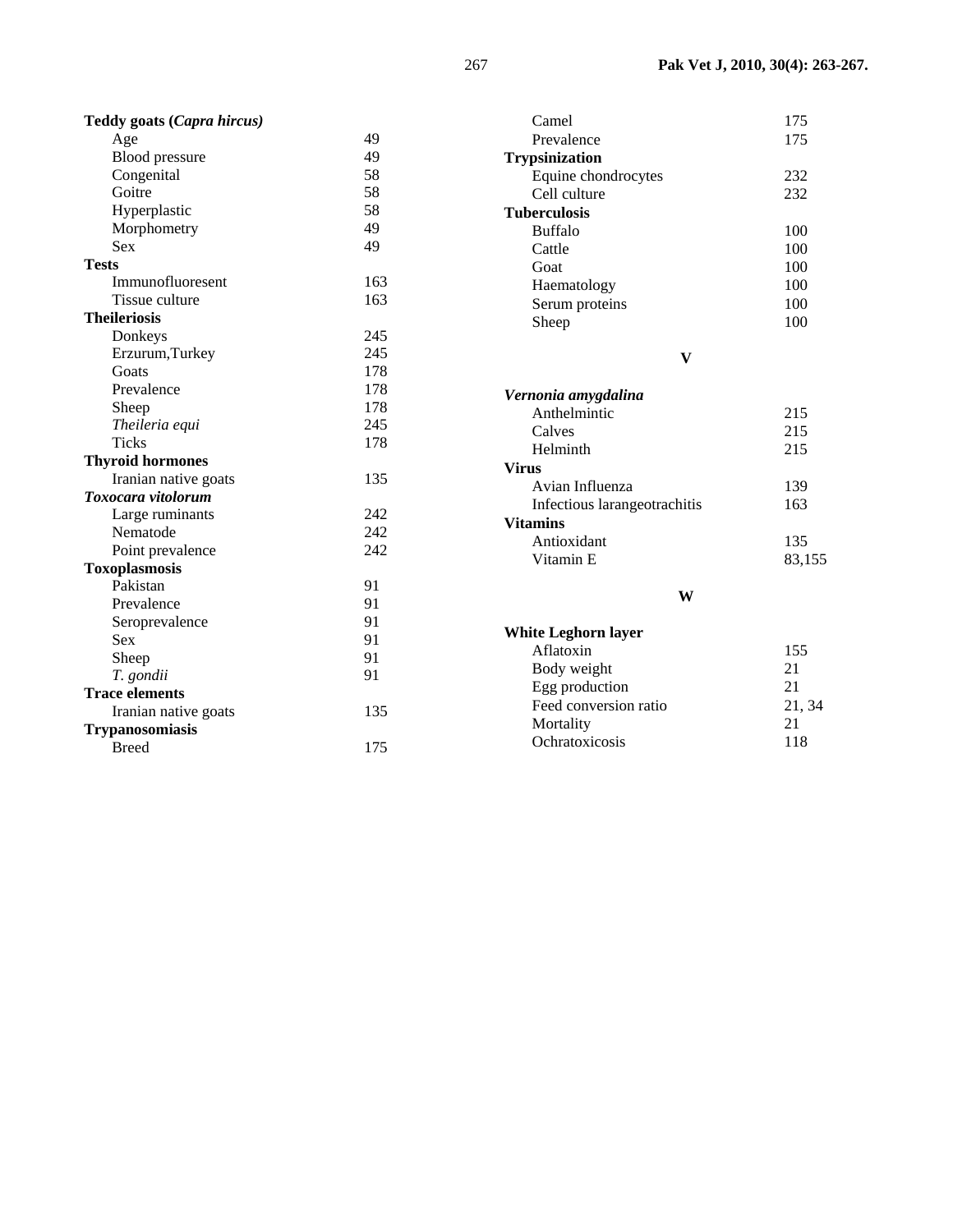**Teddy goats (*Capra hircus*)**

| | |
|---|---|
| Age | 49 |
| Blood pressure | 49 |
| Congenital | 58 |
| Goitre | 58 |
| Hyperplastic | 58 |
| Morphometry | 49 |
| Sex | 49 |

**Tests**

| | |
|---|---|
| Immunofluoresent | 163 |
| Tissue culture | 163 |

**Theileriosis**

| | |
|---|---|
| Donkeys | 245 |
| Erzurum,Turkey | 245 |
| Goats | 178 |
| Prevalence | 178 |
| Sheep | 178 |
| *Theileria equi* | 245 |
| Ticks | 178 |

**Thyroid hormones**

| | |
|---|---|
| Iranian native goats | 135 |

***Toxocara vitolorum***

| | |
|---|---|
| Large ruminants | 242 |
| Nematode | 242 |
| Point prevalence | 242 |

**Toxoplasmosis**

| | |
|---|---|
| Pakistan | 91 |
| Prevalence | 91 |
| Seroprevalence | 91 |
| Sex | 91 |
| Sheep | 91 |
| *T. gondii* | 91 |

**Trace elements**

| | |
|---|---|
| Iranian native goats | 135 |

**Trypanosomiasis**

| | |
|---|---|
| Breed | 175 |
| Camel | 175 |
| Prevalence | 175 |

**Trypsinization**

| | |
|---|---|
| Equine chondrocytes | 232 |
| Cell culture | 232 |

**Tuberculosis**

| | |
|---|---|
| Buffalo | 100 |
| Cattle | 100 |
| Goat | 100 |
| Haematology | 100 |
| Serum proteins | 100 |
| Sheep | 100 |

## V

***Vernonia amygdalina***

| | |
|---|---|
| Anthelmintic | 215 |
| Calves | 215 |
| Helminth | 215 |

**Virus**

| | |
|---|---|
| Avian Influenza | 139 |
| Infectious larangeotrachitis | 163 |

**Vitamins**

| | |
|---|---|
| Antioxidant | 135 |
| Vitamin E | 83,155 |

## W

**White Leghorn layer**

| | |
|---|---|
| Aflatoxin | 155 |
| Body weight | 21 |
| Egg production | 21 |
| Feed conversion ratio | 21, 34 |
| Mortality | 21 |
| Ochratoxicosis | 118 |